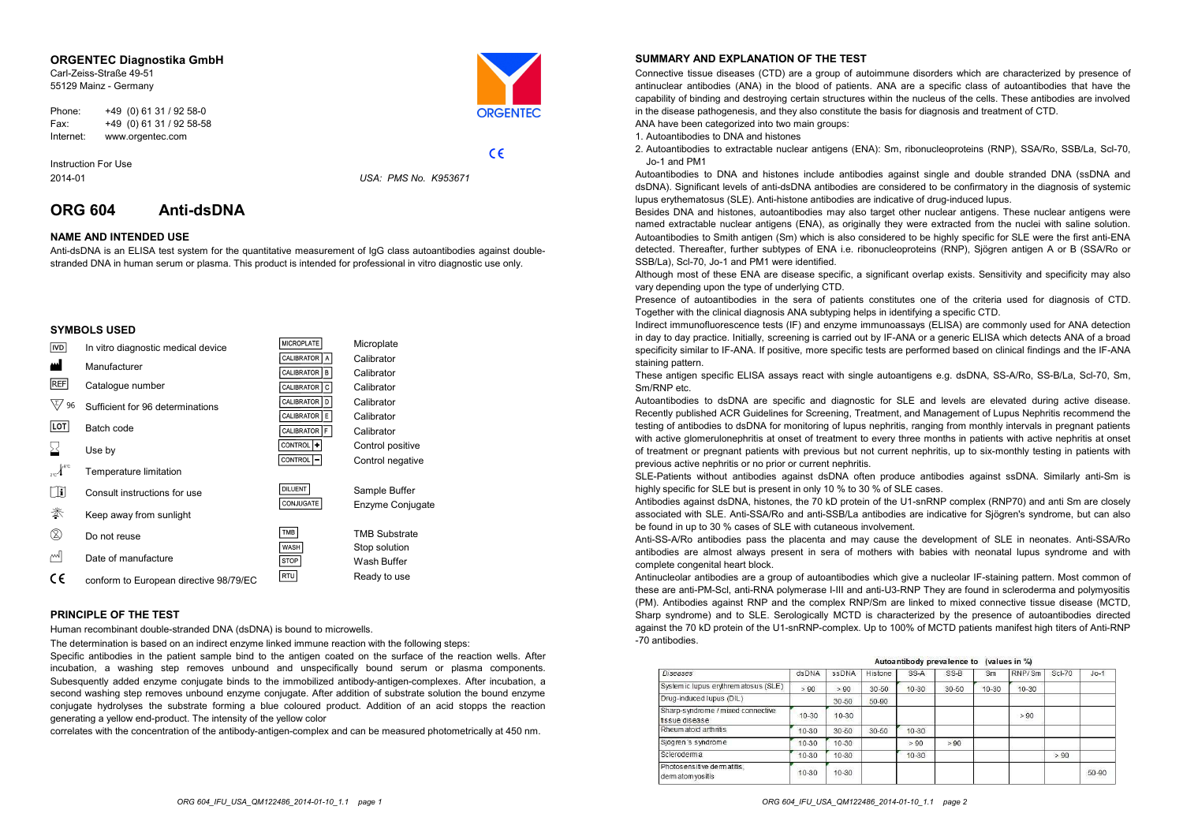**ORGENTEC Diagnostika GmbH**
Carl-Zeiss-Straße 49-51
55129 Mainz - Germany

Phone: +49 (0) 61 31 / 92 58-0
Fax: +49 (0) 61 31 / 92 58-58
Internet: www.orgentec.com

Instruction For Use
2014-01

*USA: PMS No. K953671*

# ORG 604 Anti-dsDNA

## NAME AND INTENDED USE

Anti-dsDNA is an ELISA test system for the quantitative measurement of IgG class autoantibodies against double-stranded DNA in human serum or plasma. This product is intended for professional in vitro diagnostic use only.

## SYMBOLS USED

| Symbol | Meaning | Symbol | Meaning |
|---|---|---|---|
| IVD | In vitro diagnostic medical device | MICROPLATE | Microplate |
| | Manufacturer | CALIBRATOR A | Calibrator |
| REF | Catalogue number | CALIBRATOR B | Calibrator |
| 96 | Sufficient for 96 determinations | CALIBRATOR C | Calibrator |
| LOT | Batch code | CALIBRATOR D | Calibrator |
| | Use by | CALIBRATOR E | Calibrator |
| | Temperature limitation | CALIBRATOR F | Calibrator |
| | Consult instructions for use | CONTROL + | Control positive |
| | Keep away from sunlight | CONTROL − | Control negative |
| | Do not reuse | DILUENT | Sample Buffer |
| | Date of manufacture | CONJUGATE | Enzyme Conjugate |
| CE | conform to European directive 98/79/EC | TMB | TMB Substrate |
| | | WASH | Stop solution |
| | | STOP | Wash Buffer |
| | | RTU | Ready to use |

## PRINCIPLE OF THE TEST

Human recombinant double-stranded DNA (dsDNA) is bound to microwells.

The determination is based on an indirect enzyme linked immune reaction with the following steps:

Specific antibodies in the patient sample bind to the antigen coated on the surface of the reaction wells. After incubation, a washing step removes unbound and unspecifically bound serum or plasma components. Subsequently added enzyme conjugate binds to the immobilized antibody-antigen-complexes. After incubation, a second washing step removes unbound enzyme conjugate. After addition of substrate solution the bound enzyme conjugate hydrolyses the substrate forming a blue coloured product. Addition of an acid stopps the reaction generating a yellow end-product. The intensity of the yellow color

correlates with the concentration of the antibody-antigen-complex and can be measured photometrically at 450 nm.

## SUMMARY AND EXPLANATION OF THE TEST

Connective tissue diseases (CTD) are a group of autoimmune disorders which are characterized by presence of antinuclear antibodies (ANA) in the blood of patients. ANA are a specific class of autoantibodies that have the capability of binding and destroying certain structures within the nucleus of the cells. These antibodies are involved in the disease pathogenesis, and they also constitute the basis for diagnosis and treatment of CTD.

ANA have been categorized into two main groups:

1. Autoantibodies to DNA and histones
2. Autoantibodies to extractable nuclear antigens (ENA): Sm, ribonucleoproteins (RNP), SSA/Ro, SSB/La, Scl-70, Jo-1 and PM1

Autoantibodies to DNA and histones include antibodies against single and double stranded DNA (ssDNA and dsDNA). Significant levels of anti-dsDNA antibodies are considered to be confirmatory in the diagnosis of systemic lupus erythematosus (SLE). Anti-histone antibodies are indicative of drug-induced lupus.

Besides DNA and histones, autoantibodies may also target other nuclear antigens. These nuclear antigens were named extractable nuclear antigens (ENA), as originally they were extracted from the nuclei with saline solution. Autoantibodies to Smith antigen (Sm) which is also considered to be highly specific for SLE were the first anti-ENA detected. Thereafter, further subtypes of ENA i.e. ribonucleoproteins (RNP), Sjögren antigen A or B (SSA/Ro or SSB/La), Scl-70, Jo-1 and PM1 were identified.

Although most of these ENA are disease specific, a significant overlap exists. Sensitivity and specificity may also vary depending upon the type of underlying CTD.

Presence of autoantibodies in the sera of patients constitutes one of the criteria used for diagnosis of CTD. Together with the clinical diagnosis ANA subtyping helps in identifying a specific CTD.

Indirect immunofluorescence tests (IF) and enzyme immunoassays (ELISA) are commonly used for ANA detection in day to day practice. Initially, screening is carried out by IF-ANA or a generic ELISA which detects ANA of a broad specificity similar to IF-ANA. If positive, more specific tests are performed based on clinical findings and the IF-ANA staining pattern.

These antigen specific ELISA assays react with single autoantigens e.g. dsDNA, SS-A/Ro, SS-B/La, Scl-70, Sm, Sm/RNP etc.

Autoantibodies to dsDNA are specific and diagnostic for SLE and levels are elevated during active disease. Recently published ACR Guidelines for Screening, Treatment, and Management of Lupus Nephritis recommend the testing of antibodies to dsDNA for monitoring of lupus nephritis, ranging from monthly intervals in pregnant patients with active glomerulonephritis at onset of treatment to every three months in patients with active nephritis at onset of treatment or pregnant patients with previous but not current nephritis, up to six-monthly testing in patients with previous active nephritis or no prior or current nephritis.

SLE-Patients without antibodies against dsDNA often produce antibodies against ssDNA. Similarly anti-Sm is highly specific for SLE but is present in only 10 % to 30 % of SLE cases.

Antibodies against dsDNA, histones, the 70 kD protein of the U1-snRNP complex (RNP70) and anti Sm are closely associated with SLE. Anti-SSA/Ro and anti-SSB/La antibodies are indicative for Sjögren's syndrome, but can also be found in up to 30 % cases of SLE with cutaneous involvement.

Anti-SS-A/Ro antibodies pass the placenta and may cause the development of SLE in neonates. Anti-SSA/Ro antibodies are almost always present in sera of mothers with babies with neonatal lupus syndrome and with complete congenital heart block.

Antinucleolar antibodies are a group of autoantibodies which give a nucleolar IF-staining pattern. Most common of these are anti-PM-Scl, anti-RNA polymerase I-III and anti-U3-RNP They are found in scleroderma and polymyositis (PM). Antibodies against RNP and the complex RNP/Sm are linked to mixed connective tissue disease (MCTD, Sharp syndrome) and to SLE. Serologically MCTD is characterized by the presence of autoantibodies directed against the 70 kD protein of the U1-snRNP-complex. Up to 100% of MCTD patients manifest high titers of Anti-RNP -70 antibodies.

Autoantibody prevalence to (values in %)

| Diseases | dsDNA | ssDNA | Histone | SS-A | SS-B | Sm | RNP/Sm | Scl-70 | Jo-1 |
|---|---|---|---|---|---|---|---|---|---|
| Systemic lupus erythematosus (SLE) | > 90 | > 90 | 30-50 | 10-30 | 30-50 | 10-30 | 10-30 | | |
| Drug-induced lupus (DIL) | | 30-50 | 50-90 | | | | | | |
| Sharp-syndrome / mixed connective tissue disease | 10-30 | 10-30 | | | | | > 90 | | |
| Rheumatoid arthritis | 10-30 | 30-50 | 30-50 | 10-30 | | | | | |
| Sjögren's syndrome | 10-30 | 10-30 | | > 90 | > 90 | | | | |
| Scleroderma | 10-30 | 10-30 | | 10-30 | | | | > 90 | |
| Photosensitive dermatitis, dermatomyositis | 10-30 | 10-30 | | | | | | | 50-90 |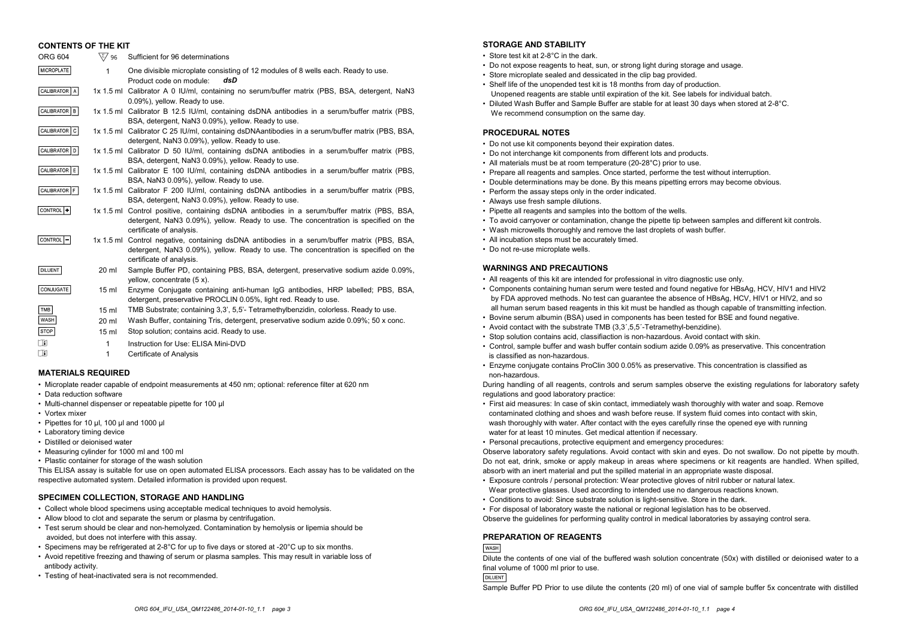## CONTENTS OF THE KIT

| ORG 604 | 96 | Sufficient for 96 determinations |
|---|---|---|
| MICROPLATE | 1 | One divisible microplate consisting of 12 modules of 8 wells each. Ready to use. Product code on module: ***dsD*** |
| CALIBRATOR A | 1x 1.5 ml | Calibrator A 0 IU/ml, containing no serum/buffer matrix (PBS, BSA, detergent, NaN3 0.09%), yellow. Ready to use. |
| CALIBRATOR B | 1x 1.5 ml | Calibrator B 12.5 IU/ml, containing dsDNA antibodies in a serum/buffer matrix (PBS, BSA, detergent, NaN3 0.09%), yellow. Ready to use. |
| CALIBRATOR C | 1x 1.5 ml | Calibrator C 25 IU/ml, containing dsDNAantibodies in a serum/buffer matrix (PBS, BSA, detergent, NaN3 0.09%), yellow. Ready to use. |
| CALIBRATOR D | 1x 1.5 ml | Calibrator D 50 IU/ml, containing dsDNA antibodies in a serum/buffer matrix (PBS, BSA, detergent, NaN3 0.09%), yellow. Ready to use. |
| CALIBRATOR E | 1x 1.5 ml | Calibrator E 100 IU/ml, containing dsDNA antibodies in a serum/buffer matrix (PBS, BSA, NaN3 0.09%), yellow. Ready to use. |
| CALIBRATOR F | 1x 1.5 ml | Calibrator F 200 IU/ml, containing dsDNA antibodies in a serum/buffer matrix (PBS, BSA, detergent, NaN3 0.09%), yellow. Ready to use. |
| CONTROL + | 1x 1.5 ml | Control positive, containing dsDNA antibodies in a serum/buffer matrix (PBS, BSA, detergent, NaN3 0.09%), yellow. Ready to use. The concentration is specified on the certificate of analysis. |
| CONTROL − | 1x 1.5 ml | Control negative, containing dsDNA antibodies in a serum/buffer matrix (PBS, BSA, detergent, NaN3 0.09%), yellow. Ready to use. The concentration is specified on the certificate of analysis. |
| DILUENT | 20 ml | Sample Buffer PD, containing PBS, BSA, detergent, preservative sodium azide 0.09%, yellow, concentrate (5 x). |
| CONJUGATE | 15 ml | Enzyme Conjugate containing anti-human IgG antibodies, HRP labelled; PBS, BSA, detergent, preservative PROCLIN 0.05%, light red. Ready to use. |
| TMB | 15 ml | TMB Substrate; containing 3,3', 5,5'- Tetramethylbenzidin, colorless. Ready to use. |
| WASH | 20 ml | Wash Buffer, containing Tris, detergent, preservative sodium azide 0.09%; 50 x conc. |
| STOP | 15 ml | Stop solution; contains acid. Ready to use. |
| | 1 | Instruction for Use: ELISA Mini-DVD |
| | 1 | Certificate of Analysis |

## MATERIALS REQUIRED

- Microplate reader capable of endpoint measurements at 450 nm; optional: reference filter at 620 nm
- Data reduction software
- Multi-channel dispenser or repeatable pipette for 100 µl
- Vortex mixer
- Pipettes for 10 µl, 100 µl and 1000 µl
- Laboratory timing device
- Distilled or deionised water
- Measuring cylinder for 1000 ml and 100 ml
- Plastic container for storage of the wash solution

This ELISA assay is suitable for use on open automated ELISA processors. Each assay has to be validated on the respective automated system. Detailed information is provided upon request.

## SPECIMEN COLLECTION, STORAGE AND HANDLING

- Collect whole blood specimens using acceptable medical techniques to avoid hemolysis.
- Allow blood to clot and separate the serum or plasma by centrifugation.
- Test serum should be clear and non-hemolyzed. Contamination by hemolysis or lipemia should be avoided, but does not interfere with this assay.
- Specimens may be refrigerated at 2-8°C for up to five days or stored at -20°C up to six months.
- Avoid repetitive freezing and thawing of serum or plasma samples. This may result in variable loss of antibody activity.
- Testing of heat-inactivated sera is not recommended.

## STORAGE AND STABILITY

- Store test kit at 2-8°C in the dark.
- Do not expose reagents to heat, sun, or strong light during storage and usage.
- Store microplate sealed and dessicated in the clip bag provided.
- Shelf life of the unopended test kit is 18 months from day of production. Unopened reagents are stable until expiration of the kit. See labels for individual batch.
- Diluted Wash Buffer and Sample Buffer are stable for at least 30 days when stored at 2-8°C. We recommend consumption on the same day.

## PROCEDURAL NOTES

- Do not use kit components beyond their expiration dates.
- Do not interchange kit components from different lots and products.
- All materials must be at room temperature (20-28°C) prior to use.
- Prepare all reagents and samples. Once started, perform the test without interruption.
- Double determinations may be done. By this means pipetting errors may become obvious.
- Perform the assay steps only in the order indicated.
- Always use fresh sample dilutions.
- Pipette all reagents and samples into the bottom of the wells.
- To avoid carryover or contamination, change the pipette tip between samples and different kit controls.
- Wash microwells thoroughly and remove the last droplets of wash buffer.
- All incubation steps must be accurately timed.
- Do not re-use microplate wells.

## WARNINGS AND PRECAUTIONS

- All reagents of this kit are intended for professional in vitro diagnostic use only.
- Components containing human serum were tested and found negative for HBsAg, HCV, HIV1 and HIV2 by FDA approved methods. No test can guarantee the absence of HBsAg, HCV, HIV1 or HIV2, and so all human serum based reagents in this kit must be handled as though capable of transmitting infection.
- Bovine serum albumin (BSA) used in components has been tested for BSE and found negative.
- Avoid contact with the substrate TMB (3,3´,5,5´-Tetramethyl-benzidine).
- Stop solution contains acid, classifiaction is non-hazardous. Avoid contact with skin.
- Control, sample buffer and wash buffer contain sodium azide 0.09% as preservative. This concentration is classified as non-hazardous.
- Enzyme conjugate contains ProClin 300 0.05% as preservative. This concentration is classified as non-hazardous.

During handling of all reagents, controls and serum samples observe the existing regulations for laboratory safety regulations and good laboratory practice:

- First aid measures: In case of skin contact, immediately wash thoroughly with water and soap. Remove contaminated clothing and shoes and wash before reuse. If system fluid comes into contact with skin, wash thoroughly with water. After contact with the eyes carefully rinse the opened eye with running water for at least 10 minutes. Get medical attention if necessary.
- Personal precautions, protective equipment and emergency procedures:

Observe laboratory safety regulations. Avoid contact with skin and eyes. Do not swallow. Do not pipette by mouth. Do not eat, drink, smoke or apply makeup in areas where specimens or kit reagents are handled. When spilled, absorb with an inert material and put the spilled material in an appropriate waste disposal.

- Exposure controls / personal protection: Wear protective gloves of nitril rubber or natural latex. Wear protective glasses. Used according to intended use no dangerous reactions known.
- Conditions to avoid: Since substrate solution is light-sensitive. Store in the dark.
- For disposal of laboratory waste the national or regional legislation has to be observed.

Observe the guidelines for performing quality control in medical laboratories by assaying control sera.

## PREPARATION OF REAGENTS

WASH

Dilute the contents of one vial of the buffered wash solution concentrate (50x) with distilled or deionised water to a final volume of 1000 ml prior to use.

DILUENT

Sample Buffer PD Prior to use dilute the contents (20 ml) of one vial of sample buffer 5x concentrate with distilled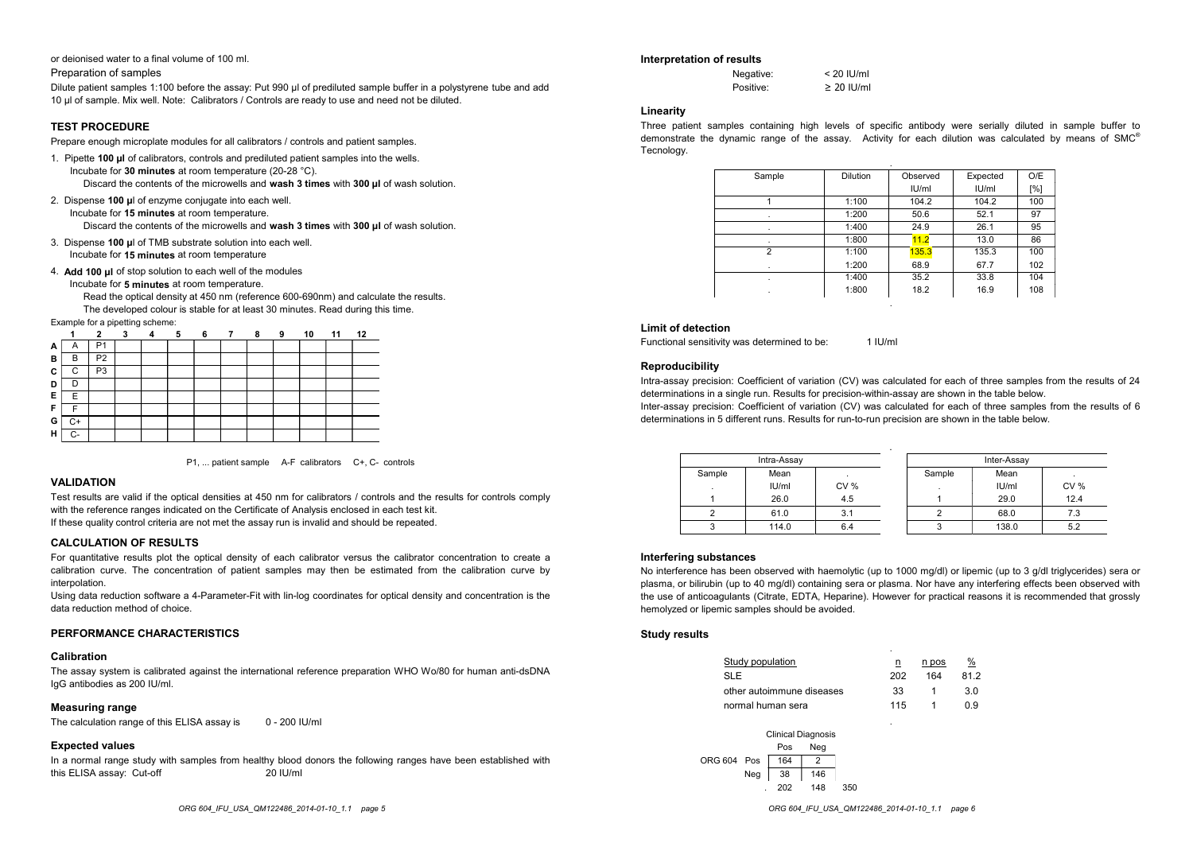or deionised water to a final volume of 100 ml.

Preparation of samples

Dilute patient samples 1:100 before the assay: Put 990 µl of prediluted sample buffer in a polystyrene tube and add 10 µl of sample. Mix well. Note: Calibrators / Controls are ready to use and need not be diluted.

## TEST PROCEDURE

Prepare enough microplate modules for all calibrators / controls and patient samples.

1. Pipette **100 µl** of calibrators, controls and prediluted patient samples into the wells.
   Incubate for **30 minutes** at room temperature (20-28 °C).
   Discard the contents of the microwells and **wash 3 times** with **300 µl** of wash solution.
2. Dispense **100 µl** of enzyme conjugate into each well.
   Incubate for **15 minutes** at room temperature.
   Discard the contents of the microwells and **wash 3 times** with **300 µl** of wash solution.
3. Dispense **100 µl** of TMB substrate solution into each well.
   Incubate for **15 minutes** at room temperature
4. **Add 100 µl** of stop solution to each well of the modules
   Incubate for **5 minutes** at room temperature.
   Read the optical density at 450 nm (reference 600-690nm) and calculate the results.
   The developed colour is stable for at least 30 minutes. Read during this time.

Example for a pipetting scheme:

| | 1 | 2 | 3 | 4 | 5 | 6 | 7 | 8 | 9 | 10 | 11 | 12 |
|---|---|---|---|---|---|---|---|---|---|---|---|---|
| **A** | A | P1 | | | | | | | | | | |
| **B** | B | P2 | | | | | | | | | | |
| **C** | C | P3 | | | | | | | | | | |
| **D** | D | | | | | | | | | | | |
| **E** | E | | | | | | | | | | | |
| **F** | F | | | | | | | | | | | |
| **G** | C+ | | | | | | | | | | | |
| **H** | C- | | | | | | | | | | | |

P1, ... patient sample A-F calibrators C+, C- controls

## VALIDATION

Test results are valid if the optical densities at 450 nm for calibrators / controls and the results for controls comply with the reference ranges indicated on the Certificate of Analysis enclosed in each test kit.
If these quality control criteria are not met the assay run is invalid and should be repeated.

## CALCULATION OF RESULTS

For quantitative results plot the optical density of each calibrator versus the calibrator concentration to create a calibration curve. The concentration of patient samples may then be estimated from the calibration curve by interpolation.

Using data reduction software a 4-Parameter-Fit with lin-log coordinates for optical density and concentration is the data reduction method of choice.

## PERFORMANCE CHARACTERISTICS

### Calibration

The assay system is calibrated against the international reference preparation WHO Wo/80 for human anti-dsDNA IgG antibodies as 200 IU/ml.

### Measuring range

The calculation range of this ELISA assay is 0 - 200 IU/ml

### Expected values

In a normal range study with samples from healthy blood donors the following ranges have been established with this ELISA assay: Cut-off 20 IU/ml

### Interpretation of results

| | |
|---|---|
| Negative: | < 20 IU/ml |
| Positive: | ≥ 20 IU/ml |

### Linearity

Three patient samples containing high levels of specific antibody were serially diluted in sample buffer to demonstrate the dynamic range of the assay. Activity for each dilution was calculated by means of SMC® Tecnology.

| Sample | Dilution | Observed IU/ml | Expected IU/ml | O/E [%] |
|---|---|---|---|---|
| 1 | 1:100 | 104.2 | 104.2 | 100 |
| . | 1:200 | 50.6 | 52.1 | 97 |
| . | 1:400 | 24.9 | 26.1 | 95 |
| . | 1:800 | 11.2 | 13.0 | 86 |
| 2 | 1:100 | 135.3 | 135.3 | 100 |
| . | 1:200 | 68.9 | 67.7 | 102 |
| . | 1:400 | 35.2 | 33.8 | 104 |
| . | 1:800 | 18.2 | 16.9 | 108 |

### Limit of detection

Functional sensitivity was determined to be: 1 IU/ml

### Reproducibility

Intra-assay precision: Coefficient of variation (CV) was calculated for each of three samples from the results of 24 determinations in a single run. Results for precision-within-assay are shown in the table below.
Inter-assay precision: Coefficient of variation (CV) was calculated for each of three samples from the results of 6 determinations in 5 different runs. Results for run-to-run precision are shown in the table below.

| Intra-Assay | | |
|---|---|---|
| Sample | Mean IU/ml | CV % |
| 1 | 26.0 | 4.5 |
| 2 | 61.0 | 3.1 |
| 3 | 114.0 | 6.4 |

| Inter-Assay | | |
|---|---|---|
| Sample | Mean IU/ml | CV % |
| 1 | 29.0 | 12.4 |
| 2 | 68.0 | 7.3 |
| 3 | 138.0 | 5.2 |

### Interfering substances

No interference has been observed with haemolytic (up to 1000 mg/dl) or lipemic (up to 3 g/dl triglycerides) sera or plasma, or bilirubin (up to 40 mg/dl) containing sera or plasma. Nor have any interfering effects been observed with the use of anticoagulants (Citrate, EDTA, Heparine). However for practical reasons it is recommended that grossly hemolyzed or lipemic samples should be avoided.

### Study results

| Study population | n | n pos | % |
|---|---|---|---|
| SLE | 202 | 164 | 81.2 |
| other autoimmune diseases | 33 | 1 | 3.0 |
| normal human sera | 115 | 1 | 0.9 |

| | | Clinical Diagnosis | | |
|---|---|---|---|---|
| | | Pos | Neg | |
| ORG 604 | Pos | 164 | 2 | |
| | Neg | 38 | 146 | |
| | | 202 | 148 | 350 |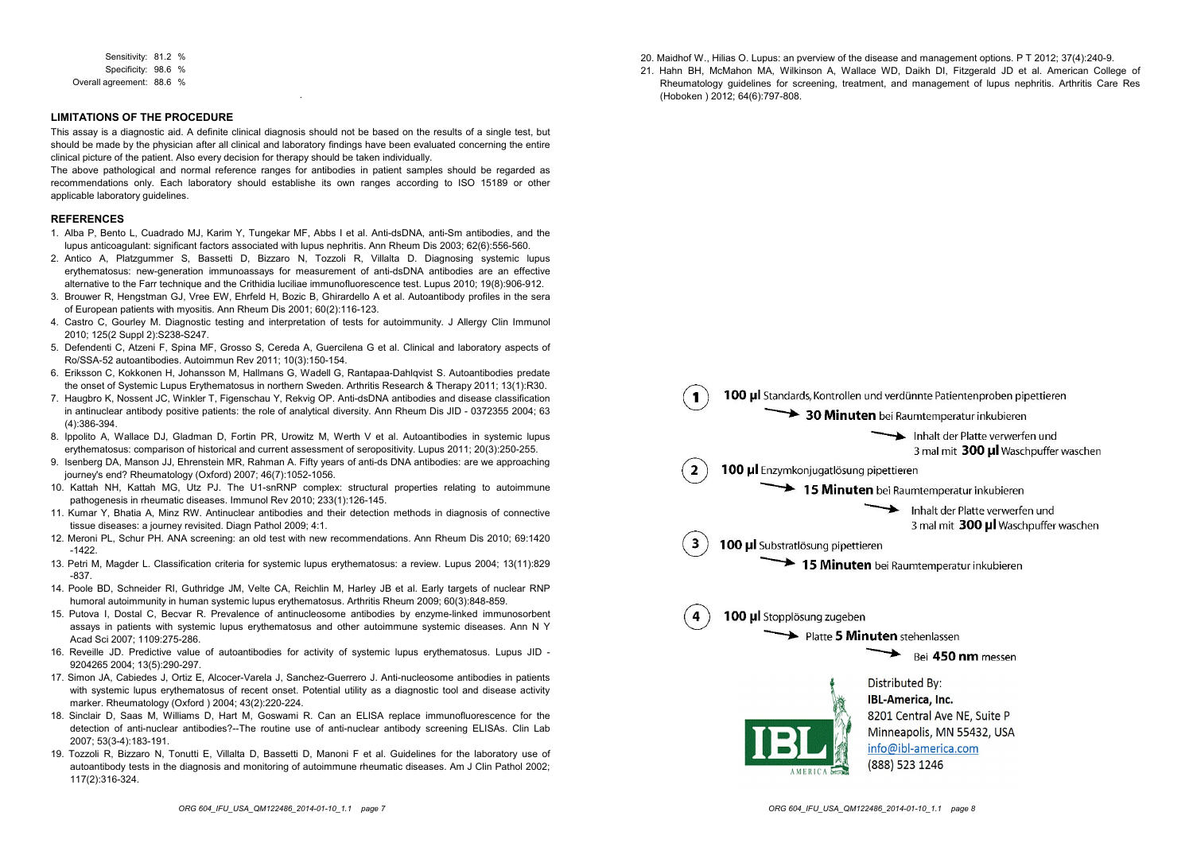Sensitivity: 81.2 %
Specificity: 98.6 %
Overall agreement: 88.6 %

## LIMITATIONS OF THE PROCEDURE

This assay is a diagnostic aid. A definite clinical diagnosis should not be based on the results of a single test, but should be made by the physician after all clinical and laboratory findings have been evaluated concerning the entire clinical picture of the patient. Also every decision for therapy should be taken individually.

The above pathological and normal reference ranges for antibodies in patient samples should be regarded as recommendations only. Each laboratory should establishe its own ranges according to ISO 15189 or other applicable laboratory guidelines.

## REFERENCES

1. Alba P, Bento L, Cuadrado MJ, Karim Y, Tungekar MF, Abbs I et al. Anti-dsDNA, anti-Sm antibodies, and the lupus anticoagulant: significant factors associated with lupus nephritis. Ann Rheum Dis 2003; 62(6):556-560.
2. Antico A, Platzgummer S, Bassetti D, Bizzaro N, Tozzoli R, Villalta D. Diagnosing systemic lupus erythematosus: new-generation immunoassays for measurement of anti-dsDNA antibodies are an effective alternative to the Farr technique and the Crithidia luciliae immunofluorescence test. Lupus 2010; 19(8):906-912.
3. Brouwer R, Hengstman GJ, Vree EW, Ehrfeld H, Bozic B, Ghirardello A et al. Autoantibody profiles in the sera of European patients with myositis. Ann Rheum Dis 2001; 60(2):116-123.
4. Castro C, Gourley M. Diagnostic testing and interpretation of tests for autoimmunity. J Allergy Clin Immunol 2010; 125(2 Suppl 2):S238-S247.
5. Defendenti C, Atzeni F, Spina MF, Grosso S, Cereda A, Guercilena G et al. Clinical and laboratory aspects of Ro/SSA-52 autoantibodies. Autoimmun Rev 2011; 10(3):150-154.
6. Eriksson C, Kokkonen H, Johansson M, Hallmans G, Wadell G, Rantapaa-Dahlqvist S. Autoantibodies predate the onset of Systemic Lupus Erythematosus in northern Sweden. Arthritis Research & Therapy 2011; 13(1):R30.
7. Haugbro K, Nossent JC, Winkler T, Figenschau Y, Rekvig OP. Anti-dsDNA antibodies and disease classification in antinuclear antibody positive patients: the role of analytical diversity. Ann Rheum Dis JID - 0372355 2004; 63 (4):386-394.
8. Ippolito A, Wallace DJ, Gladman D, Fortin PR, Urowitz M, Werth V et al. Autoantibodies in systemic lupus erythematosus: comparison of historical and current assessment of seropositivity. Lupus 2011; 20(3):250-255.
9. Isenberg DA, Manson JJ, Ehrenstein MR, Rahman A. Fifty years of anti-ds DNA antibodies: are we approaching journey's end? Rheumatology (Oxford) 2007; 46(7):1052-1056.
10. Kattah NH, Kattah MG, Utz PJ. The U1-snRNP complex: structural properties relating to autoimmune pathogenesis in rheumatic diseases. Immunol Rev 2010; 233(1):126-145.
11. Kumar Y, Bhatia A, Minz RW. Antinuclear antibodies and their detection methods in diagnosis of connective tissue diseases: a journey revisited. Diagn Pathol 2009; 4:1.
12. Meroni PL, Schur PH. ANA screening: an old test with new recommendations. Ann Rheum Dis 2010; 69:1420 -1422.
13. Petri M, Magder L. Classification criteria for systemic lupus erythematosus: a review. Lupus 2004; 13(11):829 -837.
14. Poole BD, Schneider RI, Guthridge JM, Velte CA, Reichlin M, Harley JB et al. Early targets of nuclear RNP humoral autoimmunity in human systemic lupus erythematosus. Arthritis Rheum 2009; 60(3):848-859.
15. Putova I, Dostal C, Becvar R. Prevalence of antinucleosome antibodies by enzyme-linked immunosorbent assays in patients with systemic lupus erythematosus and other autoimmune systemic diseases. Ann N Y Acad Sci 2007; 1109:275-286.
16. Reveille JD. Predictive value of autoantibodies for activity of systemic lupus erythematosus. Lupus JID - 9204265 2004; 13(5):290-297.
17. Simon JA, Cabiedes J, Ortiz E, Alcocer-Varela J, Sanchez-Guerrero J. Anti-nucleosome antibodies in patients with systemic lupus erythematosus of recent onset. Potential utility as a diagnostic tool and disease activity marker. Rheumatology (Oxford ) 2004; 43(2):220-224.
18. Sinclair D, Saas M, Williams D, Hart M, Goswami R. Can an ELISA replace immunofluorescence for the detection of anti-nuclear antibodies?--The routine use of anti-nuclear antibody screening ELISAs. Clin Lab 2007; 53(3-4):183-191.
19. Tozzoli R, Bizzaro N, Tonutti E, Villalta D, Bassetti D, Manoni F et al. Guidelines for the laboratory use of autoantibody tests in the diagnosis and monitoring of autoimmune rheumatic diseases. Am J Clin Pathol 2002; 117(2):316-324.
20. Maidhof W., Hilias O. Lupus: an pverview of the disease and management options. P T 2012; 37(4):240-9.
21. Hahn BH, McMahon MA, Wilkinson A, Wallace WD, Daikh DI, Fitzgerald JD et al. American College of Rheumatology guidelines for screening, treatment, and management of lupus nephritis. Arthritis Care Res (Hoboken ) 2012; 64(6):797-808.

1. **100 µl** Standards, Kontrollen und verdünnte Patientenproben pipettieren
   → **30 Minuten** bei Raumtemperatur inkubieren
   → Inhalt der Platte verwerfen und 3 mal mit **300 µl** Waschpuffer waschen
2. **100 µl** Enzymkonjugatlösung pipettieren
   → **15 Minuten** bei Raumtemperatur inkubieren
   → Inhalt der Platte verwerfen und 3 mal mit **300 µl** Waschpuffer waschen
3. **100 µl** Substratlösung pipettieren
   → **15 Minuten** bei Raumtemperatur inkubieren
4. **100 µl** Stopplösung zugeben
   → Platte **5 Minuten** stehenlassen
   → Bei **450 nm** messen

Distributed By:
**IBL-America, Inc.**
8201 Central Ave NE, Suite P
Minneapolis, MN 55432, USA
info@ibl-america.com
(888) 523 1246